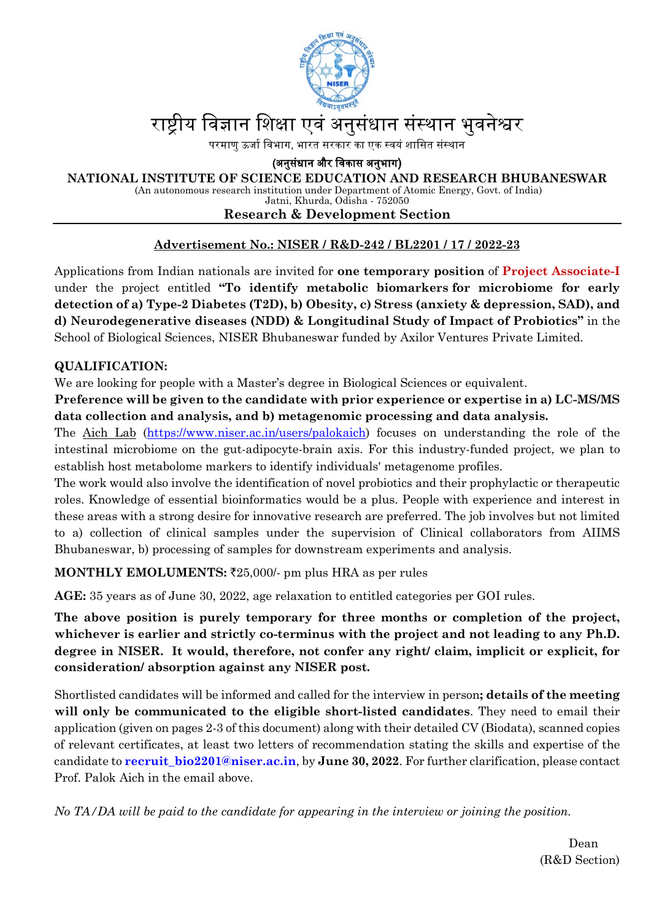# राष्ट्रीय विज्ञान शिक्षा एवं अनुसंधान संस्थान भुवनेश्वर

परमाणु ऊर्जा विभाग, भारत सरकार का एक स्वयं शासित संस्थान

**(अनुसंधान और विकास अनुभाग)**

**NATIONAL INSTITUTE OF SCIENCE EDUCATION AND RESEARCH BHUBANESWAR**

(An autonomous research institution under Department of Atomic Energy, Govt. of India)
Jatni, Khurda, Odisha - 752050

**Research & Development Section**

---

**Advertisement No.: NISER / R&D-242 / BL2201 / 17 / 2022-23**

Applications from Indian nationals are invited for **one temporary position** of **Project Associate-I** under the project entitled **"To identify metabolic biomarkers for microbiome for early detection of a) Type-2 Diabetes (T2D), b) Obesity, c) Stress (anxiety & depression, SAD), and d) Neurodegenerative diseases (NDD) & Longitudinal Study of Impact of Probiotics"** in the School of Biological Sciences, NISER Bhubaneswar funded by Axilor Ventures Private Limited.

**QUALIFICATION:**

We are looking for people with a Master's degree in Biological Sciences or equivalent.

**Preference will be given to the candidate with prior experience or expertise in a) LC-MS/MS data collection and analysis, and b) metagenomic processing and data analysis.**

The Aich Lab (https://www.niser.ac.in/users/palokaich) focuses on understanding the role of the intestinal microbiome on the gut-adipocyte-brain axis. For this industry-funded project, we plan to establish host metabolome markers to identify individuals' metagenome profiles.

The work would also involve the identification of novel probiotics and their prophylactic or therapeutic roles. Knowledge of essential bioinformatics would be a plus. People with experience and interest in these areas with a strong desire for innovative research are preferred. The job involves but not limited to a) collection of clinical samples under the supervision of Clinical collaborators from AIIMS Bhubaneswar, b) processing of samples for downstream experiments and analysis.

**MONTHLY EMOLUMENTS:** ₹25,000/- pm plus HRA as per rules

**AGE:** 35 years as of June 30, 2022, age relaxation to entitled categories per GOI rules.

**The above position is purely temporary for three months or completion of the project, whichever is earlier and strictly co-terminus with the project and not leading to any Ph.D. degree in NISER. It would, therefore, not confer any right/ claim, implicit or explicit, for consideration/ absorption against any NISER post.**

Shortlisted candidates will be informed and called for the interview in person**; details of the meeting will only be communicated to the eligible short-listed candidates**. They need to email their application (given on pages 2-3 of this document) along with their detailed CV (Biodata), scanned copies of relevant certificates, at least two letters of recommendation stating the skills and expertise of the candidate to **recruit_bio2201@niser.ac.in**, by **June 30, 2022**. For further clarification, please contact Prof. Palok Aich in the email above.

*No TA/DA will be paid to the candidate for appearing in the interview or joining the position.*

Dean
(R&D Section)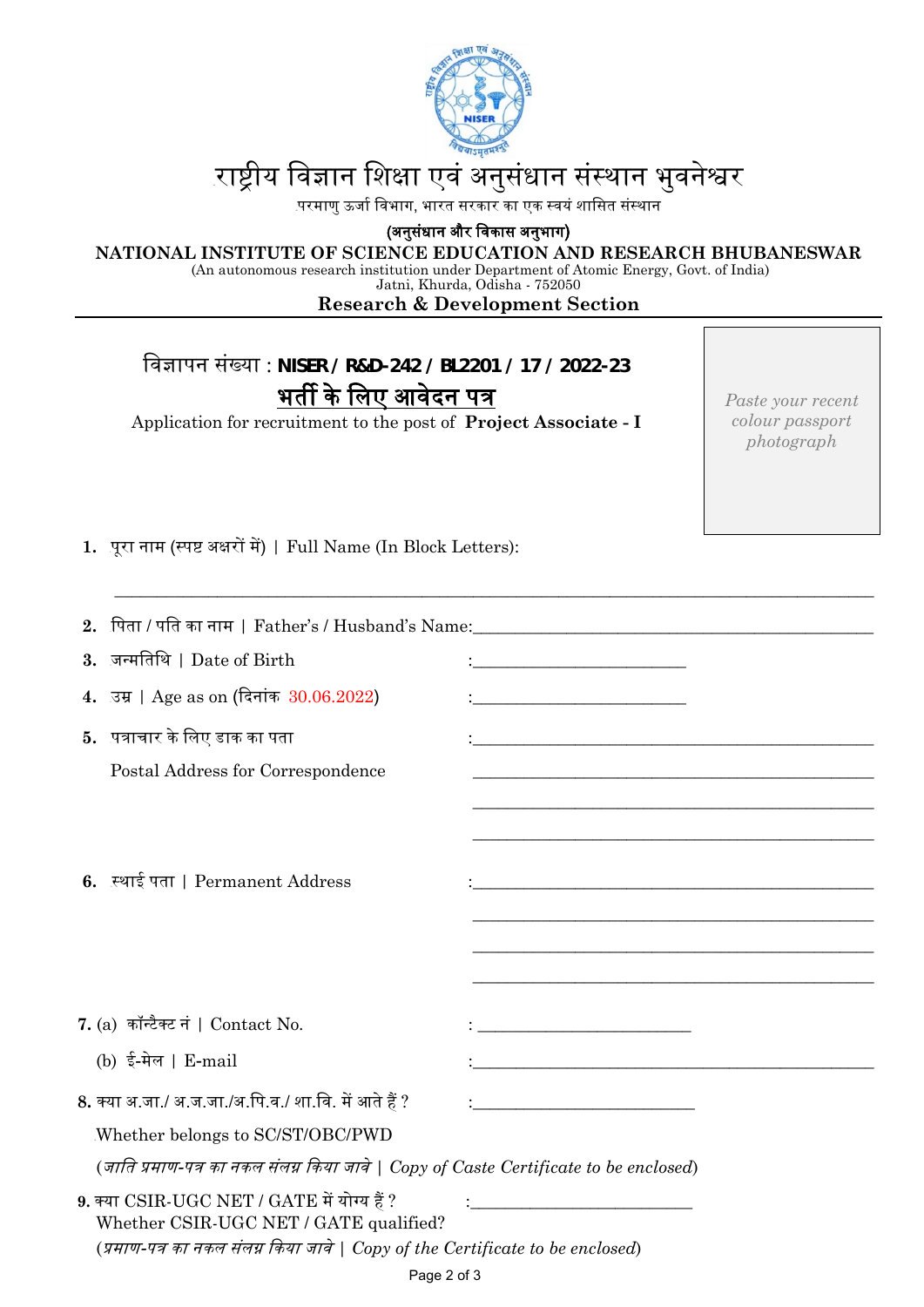# राष्ट्रीय विज्ञान शिक्षा एवं अनुसंधान संस्थान भुवनेश्वर

परमाणु ऊर्जा विभाग, भारत सरकार का एक स्वयं शासित संस्थान

**(अनुसंधान और विकास अनुभाग)**

**NATIONAL INSTITUTE OF SCIENCE EDUCATION AND RESEARCH BHUBANESWAR**

(An autonomous research institution under Department of Atomic Energy, Govt. of India)
Jatni, Khurda, Odisha - 752050

**Research & Development Section**

---

विज्ञापन संख्या : **NISER / R&D-242 / BL2201 / 17 / 2022-23**

## भर्ती के लिए आवेदन पत्र

Application for recruitment to the post of **Project Associate - I**

*Paste your recent colour passport photograph*

1. पूरा नाम (स्पष्ट अक्षरों में) | Full Name (In Block Letters):

   ______________________________________________

2. पिता / पति का नाम | Father's / Husband's Name: ______________________

3. जन्मतिथि | Date of Birth : ______________________

4. उम्र | Age as on (दिनांक 30.06.2022) : ______________________

5. पत्राचार के लिए डाक का पता
   Postal Address for Correspondence : ______________________

   ______________________

   ______________________

   ______________________

6. स्थाई पता | Permanent Address : ______________________

   ______________________

   ______________________

   ______________________

7. (a) कॉन्टैक्ट नं | Contact No. : ______________________

   (b) ई-मेल | E-mail : ______________________

8. क्या अ.जा./ अ.ज.जा./अ.पि.व./ शा.वि. में आते हैं ? : ______________________
   Whether belongs to SC/ST/OBC/PWD
   (*जाति प्रमाण-पत्र का नकल संलग्न किया जावे | Copy of Caste Certificate to be enclosed*)

9. क्या CSIR-UGC NET / GATE में योग्य हैं ? : ______________________
   Whether CSIR-UGC NET / GATE qualified?
   (*प्रमाण-पत्र का नकल संलग्न किया जावे | Copy of the Certificate to be enclosed*)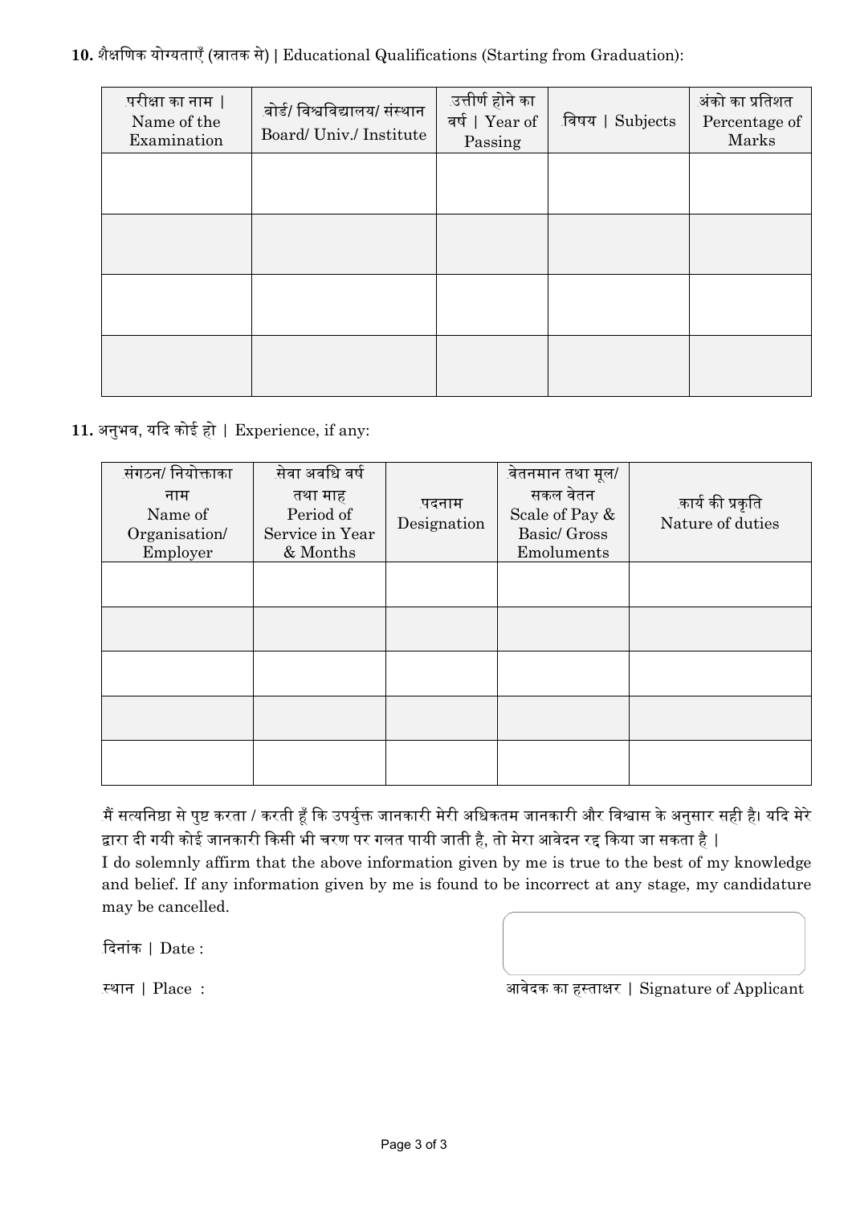**10.** शैक्षणिक योग्यताएँ (स्नातक से) | Educational Qualifications (Starting from Graduation):

| परीक्षा का नाम \| Name of the Examination | बोर्ड/ विश्वविद्यालय/ संस्थान Board/ Univ./ Institute | उत्तीर्ण होने का वर्ष \| Year of Passing | विषय \| Subjects | अंको का प्रतिशत Percentage of Marks |
|---|---|---|---|---|
| | | | | |
| | | | | |
| | | | | |
| | | | | |

**11.** अनुभव, यदि कोई हो | Experience, if any:

| संगठन/ नियोक्ताका नाम Name of Organisation/ Employer | सेवा अवधि वर्ष तथा माह Period of Service in Year & Months | पदनाम Designation | वेतनमान तथा मूल/ सकल वेतन Scale of Pay & Basic/ Gross Emoluments | कार्य की प्रकृति Nature of duties |
|---|---|---|---|---|
| | | | | |
| | | | | |
| | | | | |
| | | | | |
| | | | | |

मैं सत्यनिष्ठा से पुष्ट करता / करती हूँ कि उपर्युक्त जानकारी मेरी अधिकतम जानकारी और विश्वास के अनुसार सही है। यदि मेरे द्वारा दी गयी कोई जानकारी किसी भी चरण पर गलत पायी जाती है, तो मेरा आवेदन रद्द किया जा सकता है |

I do solemnly affirm that the above information given by me is true to the best of my knowledge and belief. If any information given by me is found to be incorrect at any stage, my candidature may be cancelled.

दिनांक | Date :

स्थान | Place :

आवेदक का हस्ताक्षर | Signature of Applicant